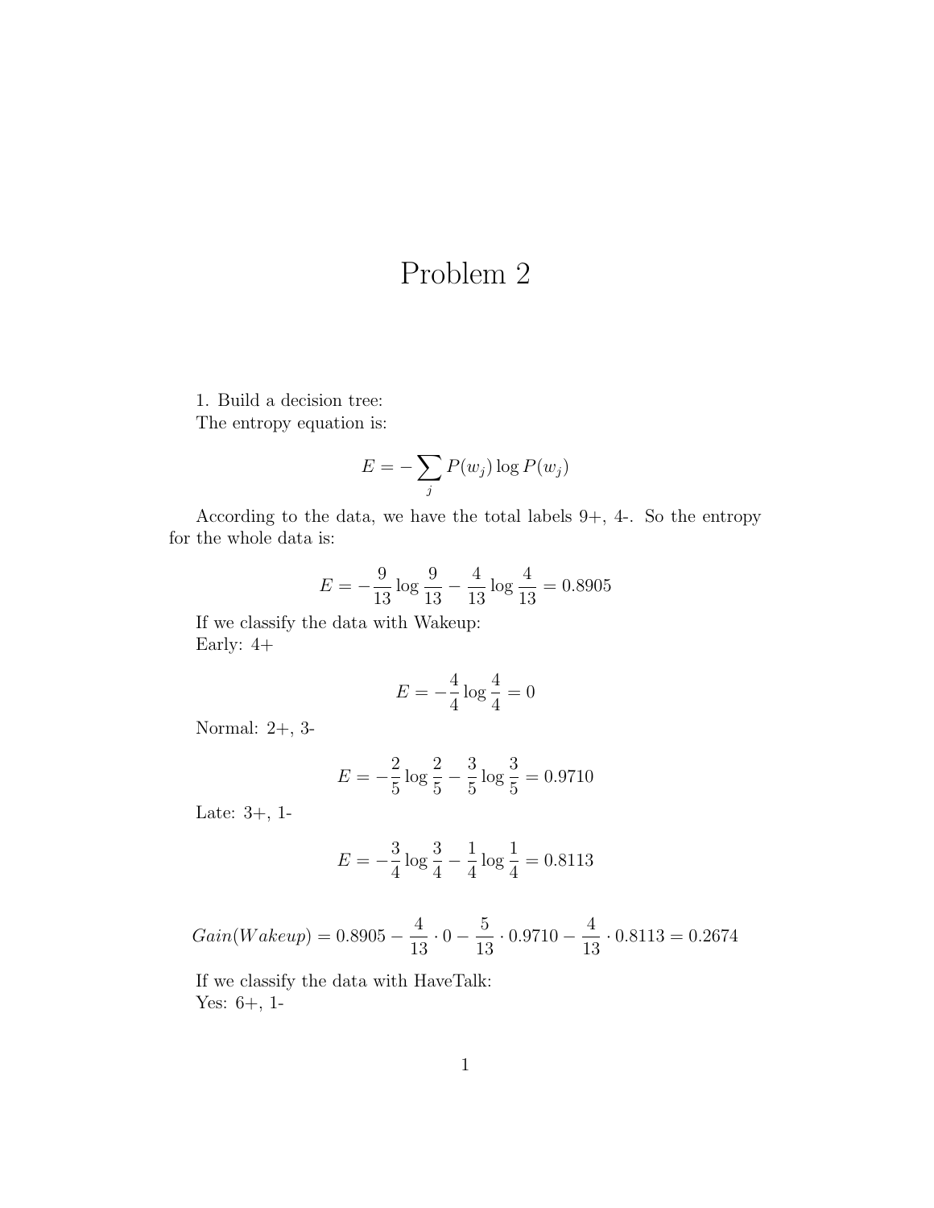# Problem 2

1. Build a decision tree:

The entropy equation is:

$$E = -\sum_j P(w_j) \log P(w_j)$$

According to the data, we have the total labels 9+, 4-. So the entropy for the whole data is:

$$E = -\frac{9}{13} \log \frac{9}{13} - \frac{4}{13} \log \frac{4}{13} = 0.8905$$

If we classify the data with Wakeup:

Early: 4+

$$E = -\frac{4}{4} \log \frac{4}{4} = 0$$

Normal: 2+, 3-

$$E = -\frac{2}{5} \log \frac{2}{5} - \frac{3}{5} \log \frac{3}{5} = 0.9710$$

Late: 3+, 1-

$$E = -\frac{3}{4} \log \frac{3}{4} - \frac{1}{4} \log \frac{1}{4} = 0.8113$$

$$Gain(Wakeup) = 0.8905 - \frac{4}{13} \cdot 0 - \frac{5}{13} \cdot 0.9710 - \frac{4}{13} \cdot 0.8113 = 0.2674$$

If we classify the data with HaveTalk:

Yes: 6+, 1-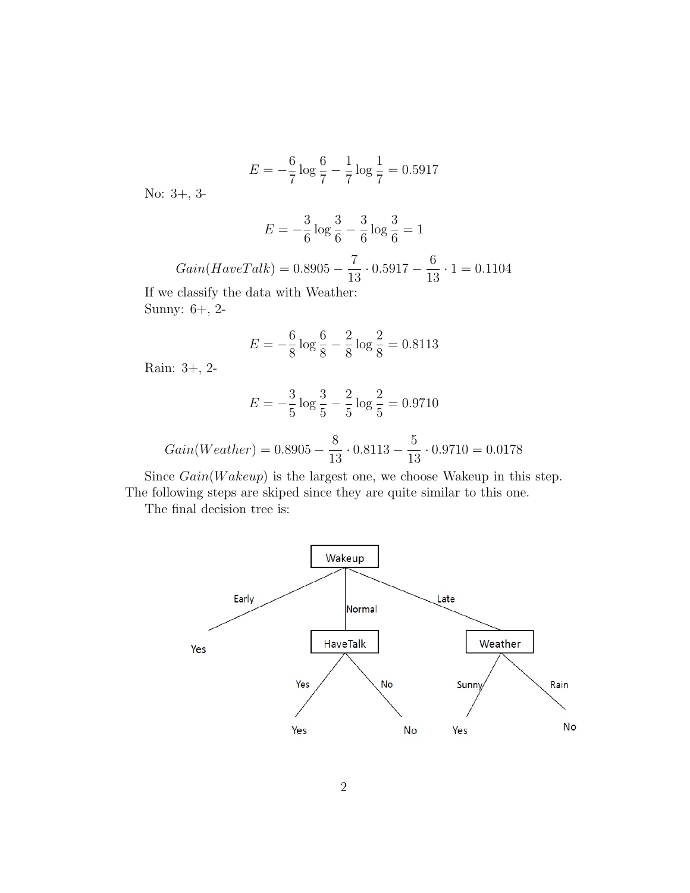$$E = -\frac{6}{7}\log\frac{6}{7} - \frac{1}{7}\log\frac{1}{7} = 0.5917$$

No: 3+, 3-

$$E = -\frac{3}{6}\log\frac{3}{6} - \frac{3}{6}\log\frac{3}{6} = 1$$

$$Gain(HaveTalk) = 0.8905 - \frac{7}{13}\cdot 0.5917 - \frac{6}{13}\cdot 1 = 0.1104$$

If we classify the data with Weather:
Sunny: 6+, 2-

$$E = -\frac{6}{8}\log\frac{6}{8} - \frac{2}{8}\log\frac{2}{8} = 0.8113$$

Rain: 3+, 2-

$$E = -\frac{3}{5}\log\frac{3}{5} - \frac{2}{5}\log\frac{2}{5} = 0.9710$$

$$Gain(Weather) = 0.8905 - \frac{8}{13}\cdot 0.8113 - \frac{5}{13}\cdot 0.9710 = 0.0178$$

Since $Gain(Wakeup)$ is the largest one, we choose Wakeup in this step. The following steps are skiped since they are quite similar to this one.

The final decision tree is:

```
                     Wakeup
          /            |             \
      Early         Normal           Late
        |              |               |
       Yes         HaveTalk         Weather
                   /      \         /      \
                 Yes       No     Sunny    Rain
                  |         |       |        |
                 Yes       No      Yes       No
```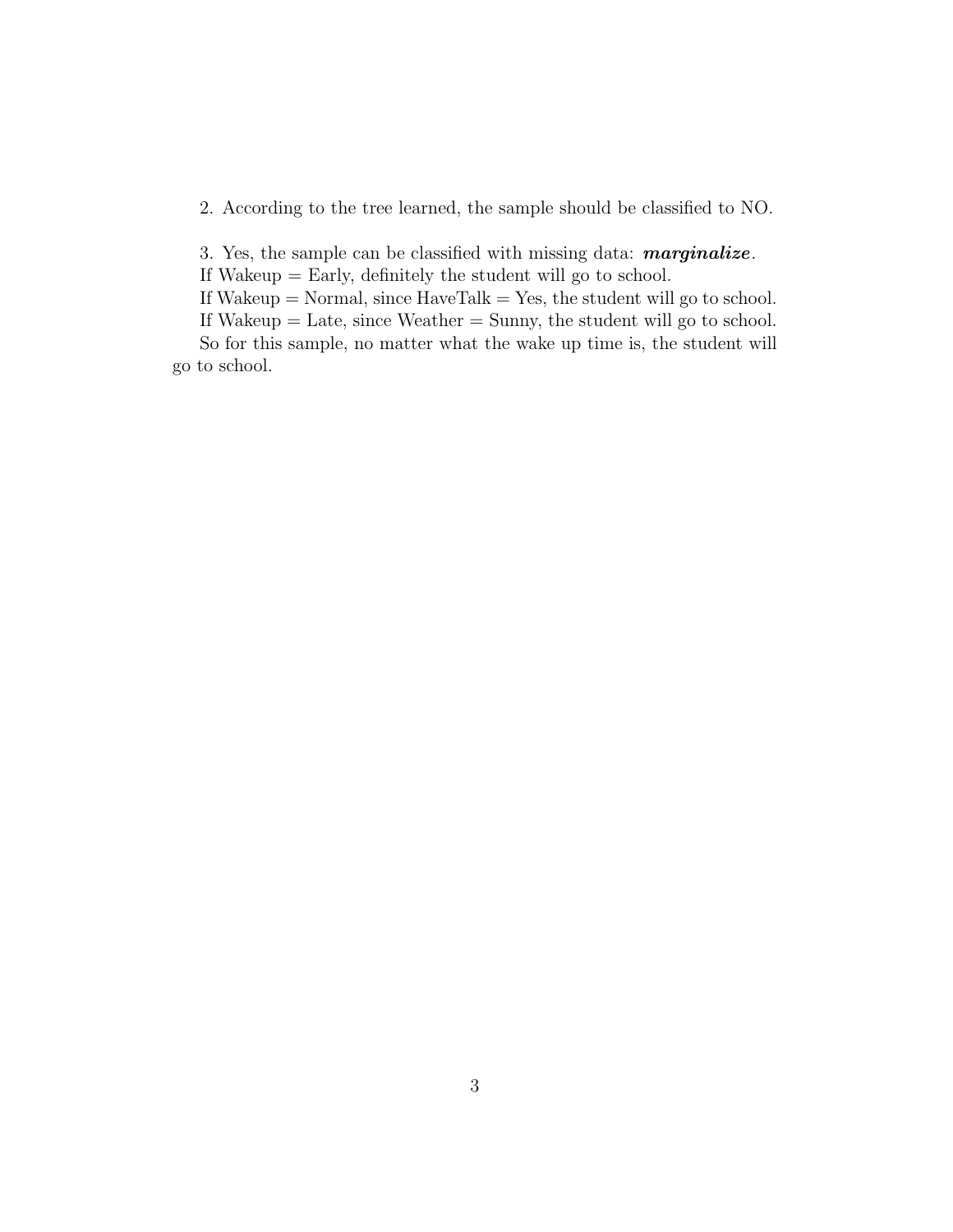2. According to the tree learned, the sample should be classified to NO.

3. Yes, the sample can be classified with missing data: ***marginalize***.

If Wakeup = Early, definitely the student will go to school.

If Wakeup = Normal, since HaveTalk = Yes, the student will go to school.

If Wakeup = Late, since Weather = Sunny, the student will go to school.

So for this sample, no matter what the wake up time is, the student will go to school.